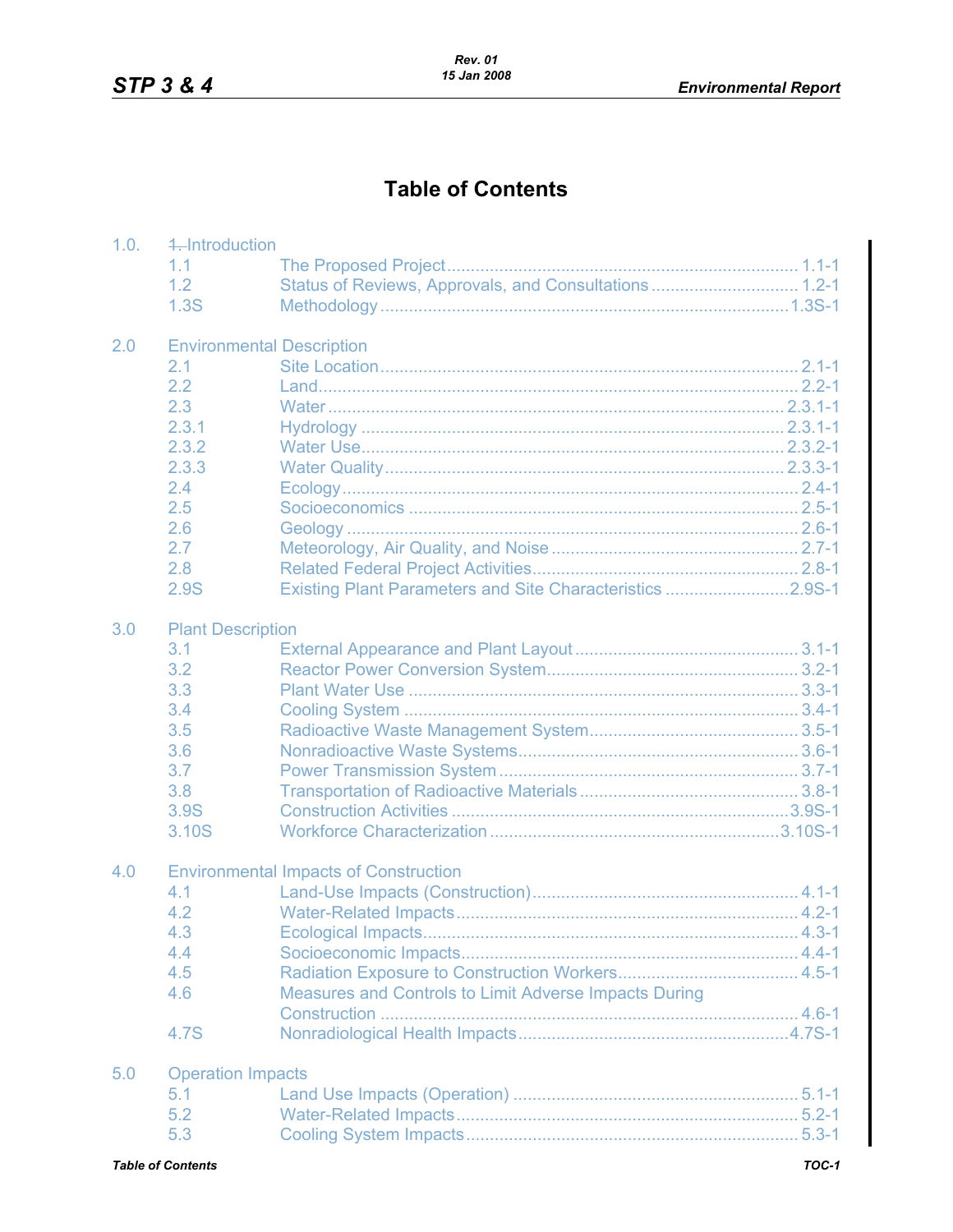# Table of Contents

1.0. ~~1.~~ Introduction

| | | |
|---|---|---|
| 1.1 | The Proposed Project | 1.1-1 |
| 1.2 | Status of Reviews, Approvals, and Consultations | 1.2-1 |
| 1.3S | Methodology | 1.3S-1 |

2.0 Environmental Description

| | | |
|---|---|---|
| 2.1 | Site Location | 2.1-1 |
| 2.2 | Land | 2.2-1 |
| 2.3 | Water | 2.3.1-1 |
| 2.3.1 | Hydrology | 2.3.1-1 |
| 2.3.2 | Water Use | 2.3.2-1 |
| 2.3.3 | Water Quality | 2.3.3-1 |
| 2.4 | Ecology | 2.4-1 |
| 2.5 | Socioeconomics | 2.5-1 |
| 2.6 | Geology | 2.6-1 |
| 2.7 | Meteorology, Air Quality, and Noise | 2.7-1 |
| 2.8 | Related Federal Project Activities | 2.8-1 |
| 2.9S | Existing Plant Parameters and Site Characteristics | 2.9S-1 |

3.0 Plant Description

| | | |
|---|---|---|
| 3.1 | External Appearance and Plant Layout | 3.1-1 |
| 3.2 | Reactor Power Conversion System | 3.2-1 |
| 3.3 | Plant Water Use | 3.3-1 |
| 3.4 | Cooling System | 3.4-1 |
| 3.5 | Radioactive Waste Management System | 3.5-1 |
| 3.6 | Nonradioactive Waste Systems | 3.6-1 |
| 3.7 | Power Transmission System | 3.7-1 |
| 3.8 | Transportation of Radioactive Materials | 3.8-1 |
| 3.9S | Construction Activities | 3.9S-1 |
| 3.10S | Workforce Characterization | 3.10S-1 |

4.0 Environmental Impacts of Construction

| | | |
|---|---|---|
| 4.1 | Land-Use Impacts (Construction) | 4.1-1 |
| 4.2 | Water-Related Impacts | 4.2-1 |
| 4.3 | Ecological Impacts | 4.3-1 |
| 4.4 | Socioeconomic Impacts | 4.4-1 |
| 4.5 | Radiation Exposure to Construction Workers | 4.5-1 |
| 4.6 | Measures and Controls to Limit Adverse Impacts During Construction | 4.6-1 |
| 4.7S | Nonradiological Health Impacts | 4.7S-1 |

5.0 Operation Impacts

| | | |
|---|---|---|
| 5.1 | Land Use Impacts (Operation) | 5.1-1 |
| 5.2 | Water-Related Impacts | 5.2-1 |
| 5.3 | Cooling System Impacts | 5.3-1 |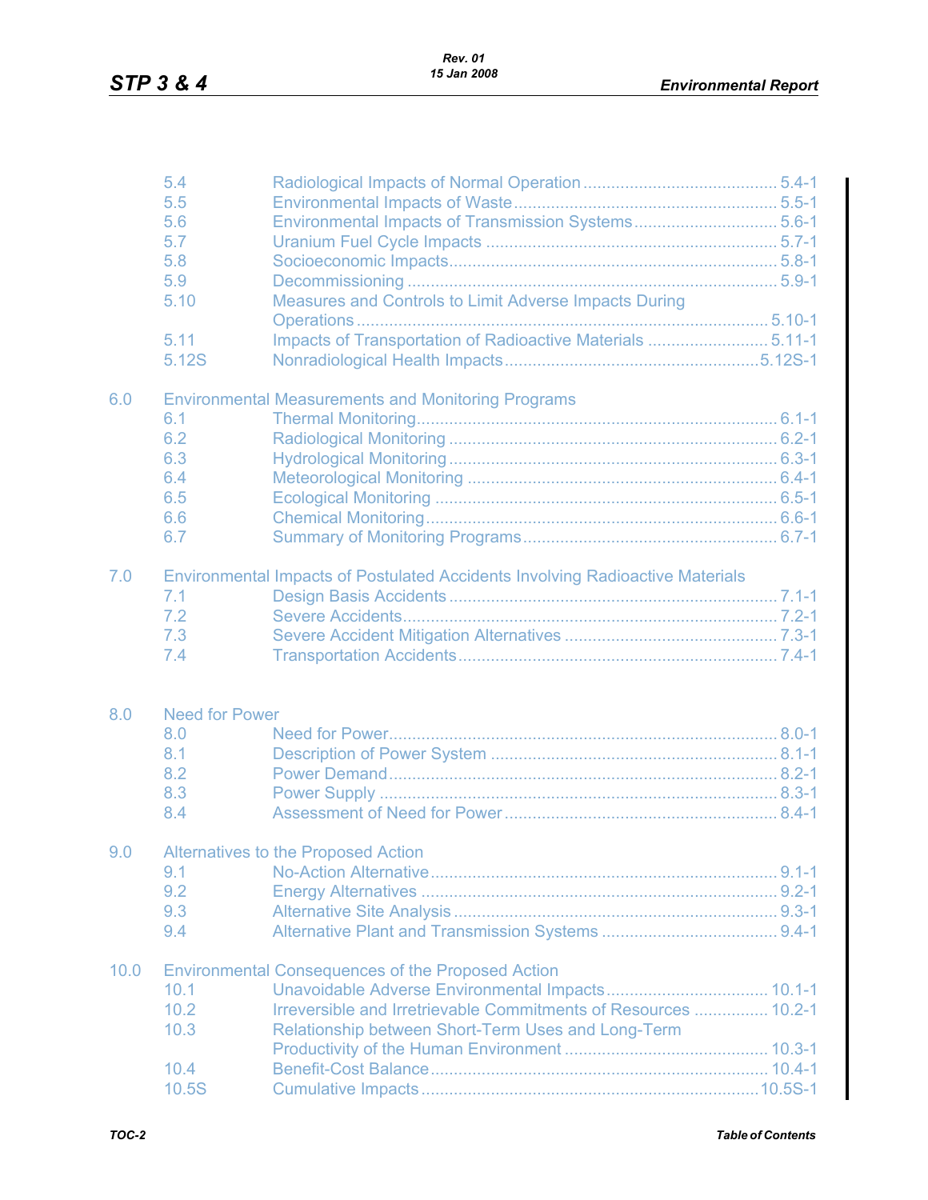| | | | |
|---|---|---|---|
| | 5.4 | Radiological Impacts of Normal Operation | 5.4-1 |
| | 5.5 | Environmental Impacts of Waste | 5.5-1 |
| | 5.6 | Environmental Impacts of Transmission Systems | 5.6-1 |
| | 5.7 | Uranium Fuel Cycle Impacts | 5.7-1 |
| | 5.8 | Socioeconomic Impacts | 5.8-1 |
| | 5.9 | Decommissioning | 5.9-1 |
| | 5.10 | Measures and Controls to Limit Adverse Impacts During Operations | 5.10-1 |
| | 5.11 | Impacts of Transportation of Radioactive Materials | 5.11-1 |
| | 5.12S | Nonradiological Health Impacts | 5.12S-1 |
| 6.0 | Environmental Measurements and Monitoring Programs | | |
| | 6.1 | Thermal Monitoring | 6.1-1 |
| | 6.2 | Radiological Monitoring | 6.2-1 |
| | 6.3 | Hydrological Monitoring | 6.3-1 |
| | 6.4 | Meteorological Monitoring | 6.4-1 |
| | 6.5 | Ecological Monitoring | 6.5-1 |
| | 6.6 | Chemical Monitoring | 6.6-1 |
| | 6.7 | Summary of Monitoring Programs | 6.7-1 |
| 7.0 | Environmental Impacts of Postulated Accidents Involving Radioactive Materials | | |
| | 7.1 | Design Basis Accidents | 7.1-1 |
| | 7.2 | Severe Accidents | 7.2-1 |
| | 7.3 | Severe Accident Mitigation Alternatives | 7.3-1 |
| | 7.4 | Transportation Accidents | 7.4-1 |
| 8.0 | Need for Power | | |
| | 8.0 | Need for Power | 8.0-1 |
| | 8.1 | Description of Power System | 8.1-1 |
| | 8.2 | Power Demand | 8.2-1 |
| | 8.3 | Power Supply | 8.3-1 |
| | 8.4 | Assessment of Need for Power | 8.4-1 |
| 9.0 | Alternatives to the Proposed Action | | |
| | 9.1 | No-Action Alternative | 9.1-1 |
| | 9.2 | Energy Alternatives | 9.2-1 |
| | 9.3 | Alternative Site Analysis | 9.3-1 |
| | 9.4 | Alternative Plant and Transmission Systems | 9.4-1 |
| 10.0 | Environmental Consequences of the Proposed Action | | |
| | 10.1 | Unavoidable Adverse Environmental Impacts | 10.1-1 |
| | 10.2 | Irreversible and Irretrievable Commitments of Resources | 10.2-1 |
| | 10.3 | Relationship between Short-Term Uses and Long-Term Productivity of the Human Environment | 10.3-1 |
| | 10.4 | Benefit-Cost Balance | 10.4-1 |
| | 10.5S | Cumulative Impacts | 10.5S-1 |